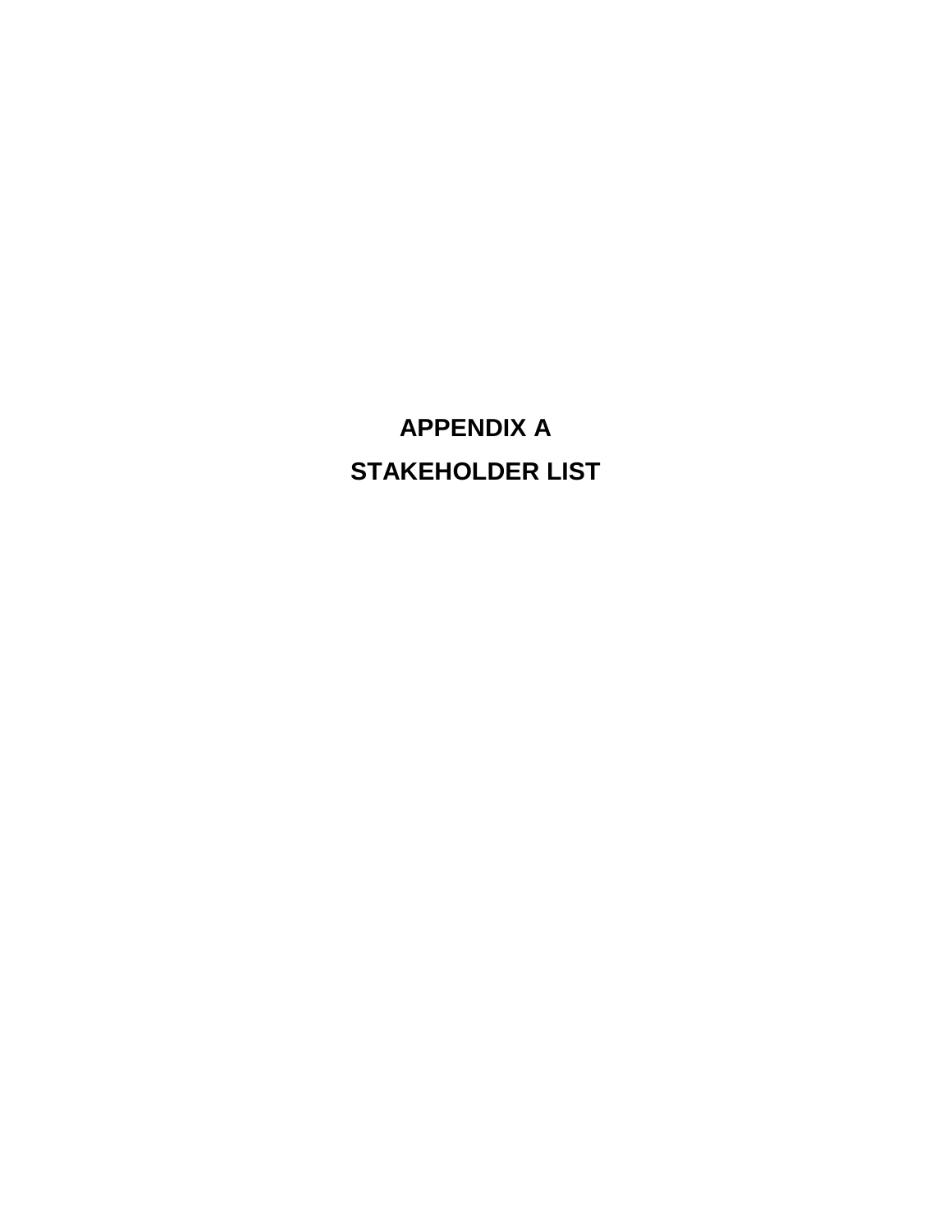# APPENDIX A

# STAKEHOLDER LIST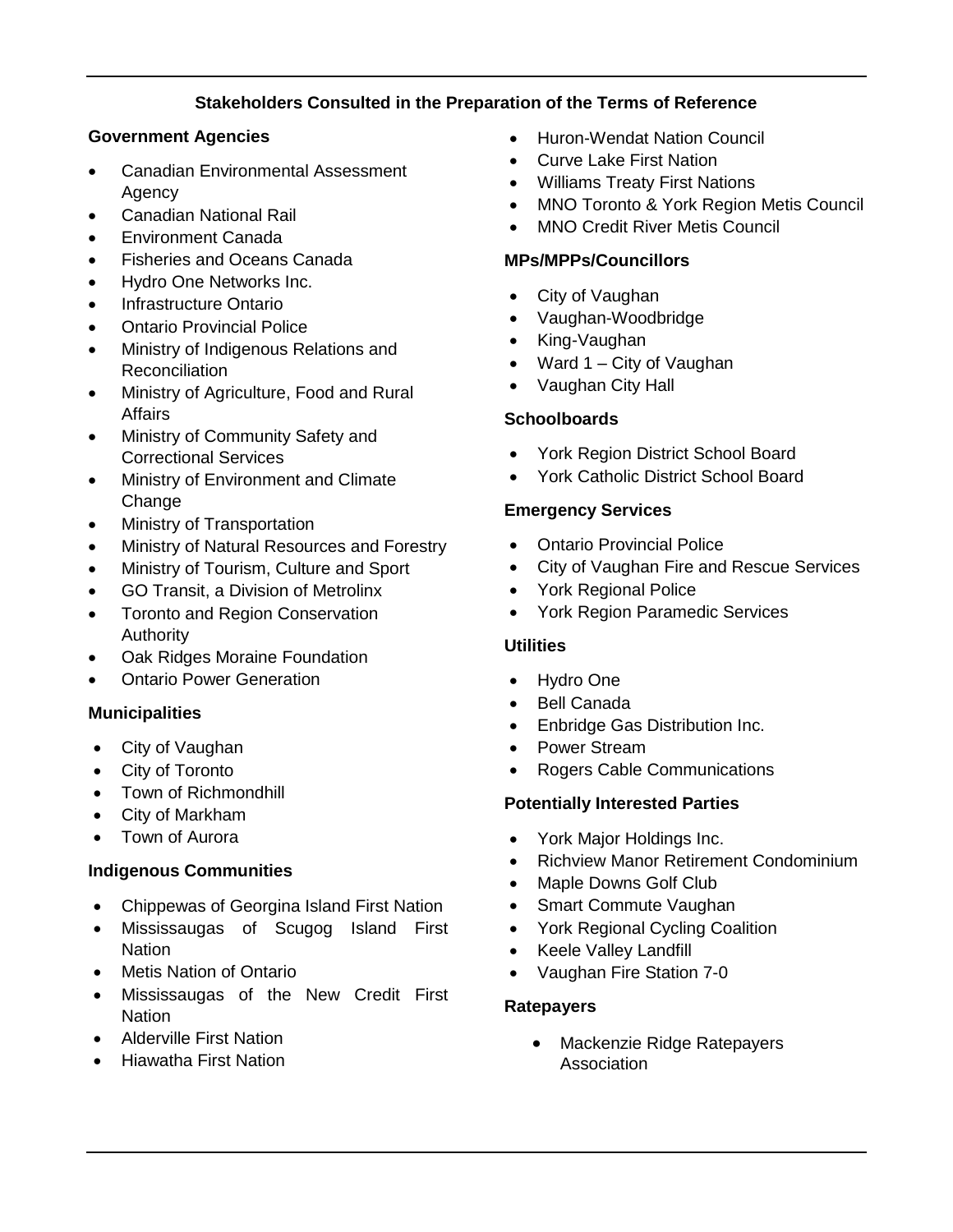## Stakeholders Consulted in the Preparation of the Terms of Reference

### Government Agencies

- Canadian Environmental Assessment Agency
- Canadian National Rail
- Environment Canada
- Fisheries and Oceans Canada
- Hydro One Networks Inc.
- Infrastructure Ontario
- Ontario Provincial Police
- Ministry of Indigenous Relations and Reconciliation
- Ministry of Agriculture, Food and Rural Affairs
- Ministry of Community Safety and Correctional Services
- Ministry of Environment and Climate Change
- Ministry of Transportation
- Ministry of Natural Resources and Forestry
- Ministry of Tourism, Culture and Sport
- GO Transit, a Division of Metrolinx
- Toronto and Region Conservation Authority
- Oak Ridges Moraine Foundation
- Ontario Power Generation

### Municipalities

- City of Vaughan
- City of Toronto
- Town of Richmondhill
- City of Markham
- Town of Aurora

### Indigenous Communities

- Chippewas of Georgina Island First Nation
- Mississaugas of Scugog Island First Nation
- Metis Nation of Ontario
- Mississaugas of the New Credit First Nation
- Alderville First Nation
- Hiawatha First Nation
- Huron-Wendat Nation Council
- Curve Lake First Nation
- Williams Treaty First Nations
- MNO Toronto & York Region Metis Council
- MNO Credit River Metis Council

### MPs/MPPs/Councillors

- City of Vaughan
- Vaughan-Woodbridge
- King-Vaughan
- Ward 1 – City of Vaughan
- Vaughan City Hall

### Schoolboards

- York Region District School Board
- York Catholic District School Board

### Emergency Services

- Ontario Provincial Police
- City of Vaughan Fire and Rescue Services
- York Regional Police
- York Region Paramedic Services

### Utilities

- Hydro One
- Bell Canada
- Enbridge Gas Distribution Inc.
- Power Stream
- Rogers Cable Communications

### Potentially Interested Parties

- York Major Holdings Inc.
- Richview Manor Retirement Condominium
- Maple Downs Golf Club
- Smart Commute Vaughan
- York Regional Cycling Coalition
- Keele Valley Landfill
- Vaughan Fire Station 7-0

### Ratepayers

- Mackenzie Ridge Ratepayers Association